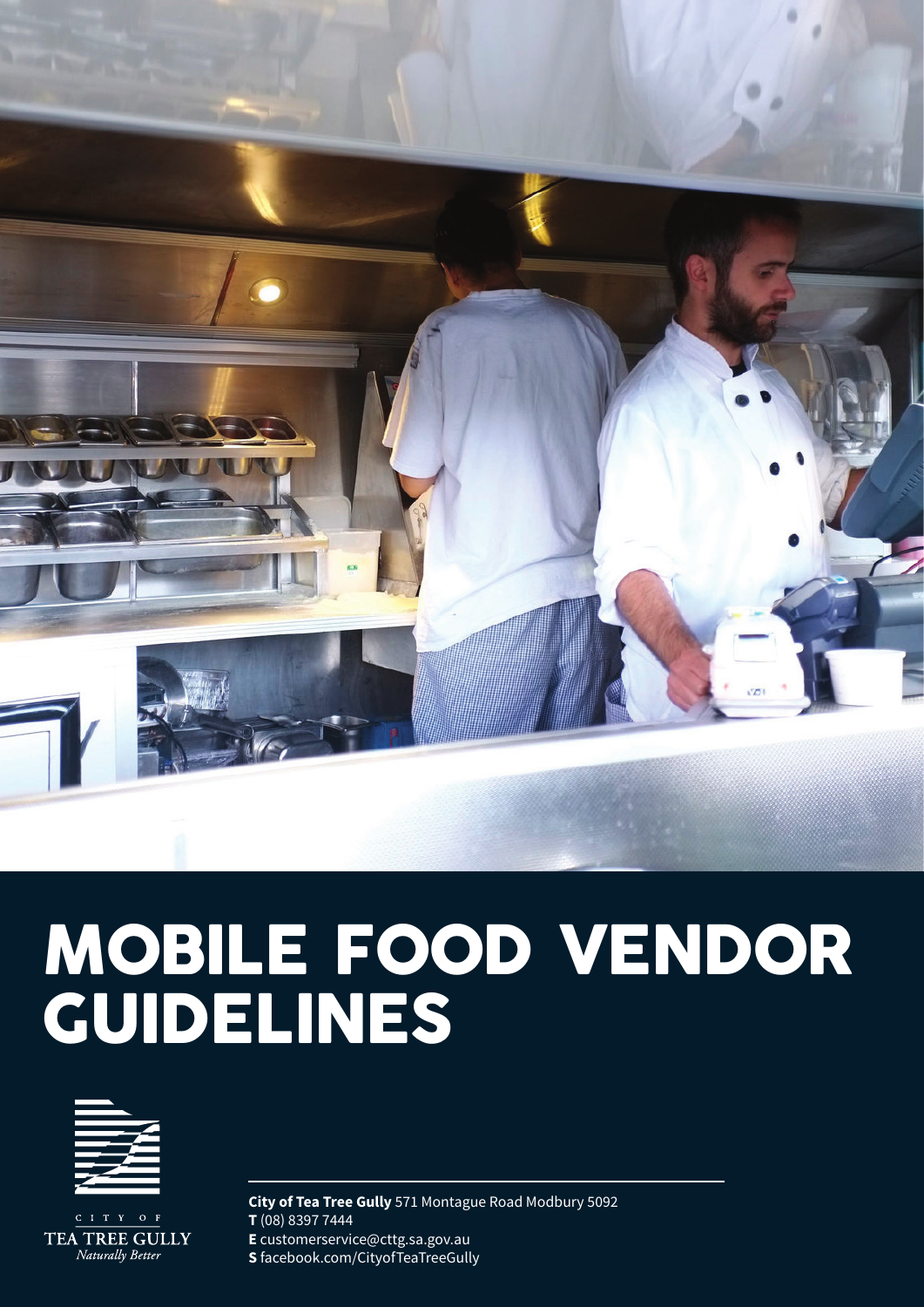# MOBILE FOOD VENDOR GUIDELINES

CITY OF
TEA TREE GULLY
*Naturally Better*

**City of Tea Tree Gully** 571 Montague Road Modbury 5092
**T** (08) 8397 7444
**E** customerservice@cttg.sa.gov.au
**S** facebook.com/CityofTeaTreeGully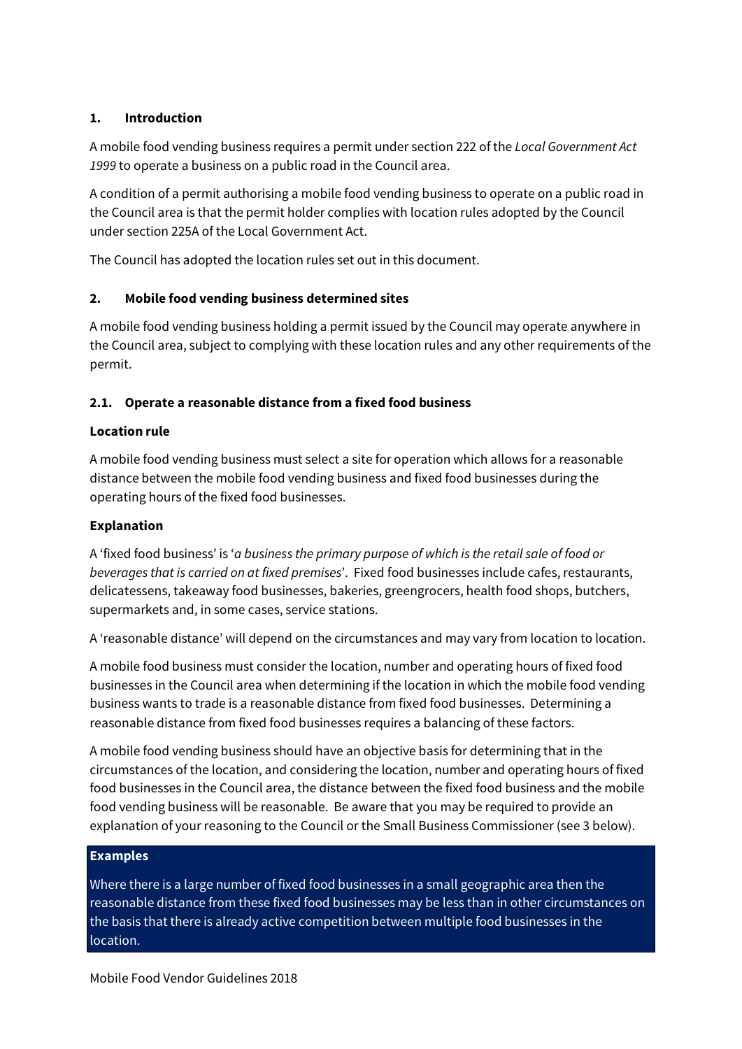## 1. Introduction

A mobile food vending business requires a permit under section 222 of the *Local Government Act 1999* to operate a business on a public road in the Council area.

A condition of a permit authorising a mobile food vending business to operate on a public road in the Council area is that the permit holder complies with location rules adopted by the Council under section 225A of the Local Government Act.

The Council has adopted the location rules set out in this document.

## 2. Mobile food vending business determined sites

A mobile food vending business holding a permit issued by the Council may operate anywhere in the Council area, subject to complying with these location rules and any other requirements of the permit.

### 2.1. Operate a reasonable distance from a fixed food business

**Location rule**

A mobile food vending business must select a site for operation which allows for a reasonable distance between the mobile food vending business and fixed food businesses during the operating hours of the fixed food businesses.

**Explanation**

A 'fixed food business' is '*a business the primary purpose of which is the retail sale of food or beverages that is carried on at fixed premises*'. Fixed food businesses include cafes, restaurants, delicatessens, takeaway food businesses, bakeries, greengrocers, health food shops, butchers, supermarkets and, in some cases, service stations.

A 'reasonable distance' will depend on the circumstances and may vary from location to location.

A mobile food business must consider the location, number and operating hours of fixed food businesses in the Council area when determining if the location in which the mobile food vending business wants to trade is a reasonable distance from fixed food businesses. Determining a reasonable distance from fixed food businesses requires a balancing of these factors.

A mobile food vending business should have an objective basis for determining that in the circumstances of the location, and considering the location, number and operating hours of fixed food businesses in the Council area, the distance between the fixed food business and the mobile food vending business will be reasonable. Be aware that you may be required to provide an explanation of your reasoning to the Council or the Small Business Commissioner (see 3 below).

**Examples**

Where there is a large number of fixed food businesses in a small geographic area then the reasonable distance from these fixed food businesses may be less than in other circumstances on the basis that there is already active competition between multiple food businesses in the location.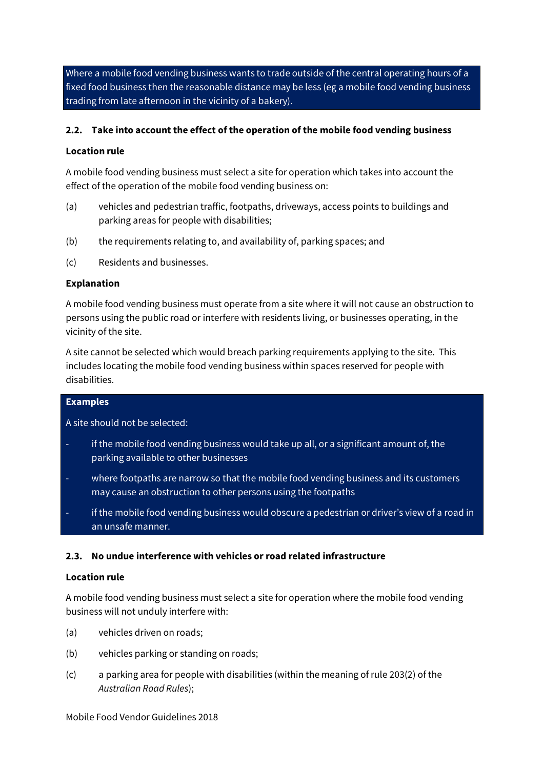Where a mobile food vending business wants to trade outside of the central operating hours of a fixed food business then the reasonable distance may be less (eg a mobile food vending business trading from late afternoon in the vicinity of a bakery).

### 2.2. Take into account the effect of the operation of the mobile food vending business

**Location rule**

A mobile food vending business must select a site for operation which takes into account the effect of the operation of the mobile food vending business on:

(a) vehicles and pedestrian traffic, footpaths, driveways, access points to buildings and parking areas for people with disabilities;

(b) the requirements relating to, and availability of, parking spaces; and

(c) Residents and businesses.

**Explanation**

A mobile food vending business must operate from a site where it will not cause an obstruction to persons using the public road or interfere with residents living, or businesses operating, in the vicinity of the site.

A site cannot be selected which would breach parking requirements applying to the site. This includes locating the mobile food vending business within spaces reserved for people with disabilities.

**Examples**

A site should not be selected:

- if the mobile food vending business would take up all, or a significant amount of, the parking available to other businesses
- where footpaths are narrow so that the mobile food vending business and its customers may cause an obstruction to other persons using the footpaths
- if the mobile food vending business would obscure a pedestrian or driver's view of a road in an unsafe manner.

### 2.3. No undue interference with vehicles or road related infrastructure

**Location rule**

A mobile food vending business must select a site for operation where the mobile food vending business will not unduly interfere with:

(a) vehicles driven on roads;

(b) vehicles parking or standing on roads;

(c) a parking area for people with disabilities (within the meaning of rule 203(2) of the *Australian Road Rules*);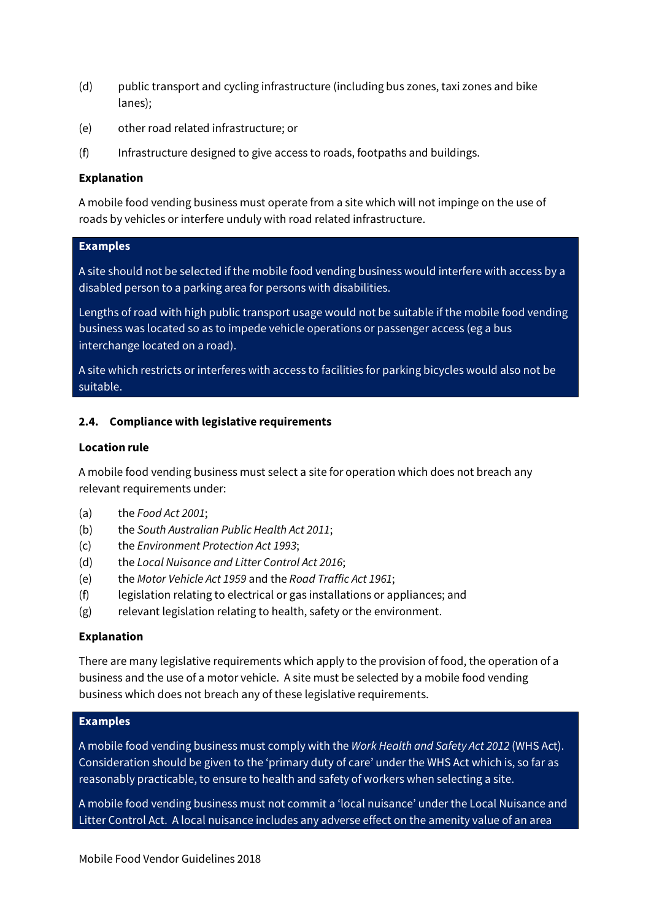(d) public transport and cycling infrastructure (including bus zones, taxi zones and bike lanes);

(e) other road related infrastructure; or

(f) Infrastructure designed to give access to roads, footpaths and buildings.

**Explanation**

A mobile food vending business must operate from a site which will not impinge on the use of roads by vehicles or interfere unduly with road related infrastructure.

**Examples**

A site should not be selected if the mobile food vending business would interfere with access by a disabled person to a parking area for persons with disabilities.

Lengths of road with high public transport usage would not be suitable if the mobile food vending business was located so as to impede vehicle operations or passenger access (eg a bus interchange located on a road).

A site which restricts or interferes with access to facilities for parking bicycles would also not be suitable.

### 2.4. Compliance with legislative requirements

**Location rule**

A mobile food vending business must select a site for operation which does not breach any relevant requirements under:

(a) the *Food Act 2001*;
(b) the *South Australian Public Health Act 2011*;
(c) the *Environment Protection Act 1993*;
(d) the *Local Nuisance and Litter Control Act 2016*;
(e) the *Motor Vehicle Act 1959* and the *Road Traffic Act 1961*;
(f) legislation relating to electrical or gas installations or appliances; and
(g) relevant legislation relating to health, safety or the environment.

**Explanation**

There are many legislative requirements which apply to the provision of food, the operation of a business and the use of a motor vehicle. A site must be selected by a mobile food vending business which does not breach any of these legislative requirements.

**Examples**

A mobile food vending business must comply with the *Work Health and Safety Act 2012* (WHS Act). Consideration should be given to the 'primary duty of care' under the WHS Act which is, so far as reasonably practicable, to ensure to health and safety of workers when selecting a site.

A mobile food vending business must not commit a 'local nuisance' under the Local Nuisance and Litter Control Act. A local nuisance includes any adverse effect on the amenity value of an area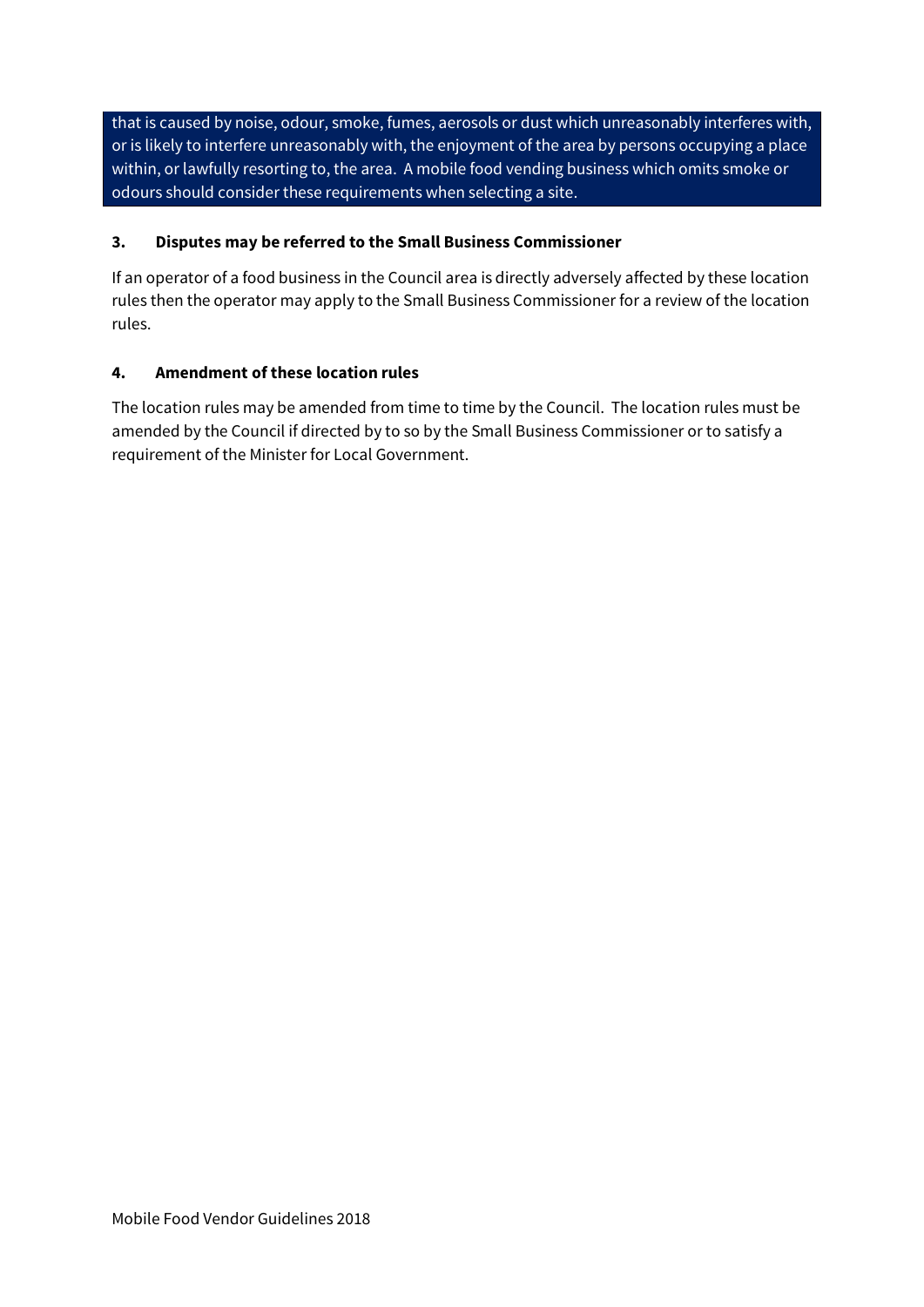that is caused by noise, odour, smoke, fumes, aerosols or dust which unreasonably interferes with, or is likely to interfere unreasonably with, the enjoyment of the area by persons occupying a place within, or lawfully resorting to, the area. A mobile food vending business which omits smoke or odours should consider these requirements when selecting a site.

### 3. Disputes may be referred to the Small Business Commissioner

If an operator of a food business in the Council area is directly adversely affected by these location rules then the operator may apply to the Small Business Commissioner for a review of the location rules.

### 4. Amendment of these location rules

The location rules may be amended from time to time by the Council. The location rules must be amended by the Council if directed by to so by the Small Business Commissioner or to satisfy a requirement of the Minister for Local Government.